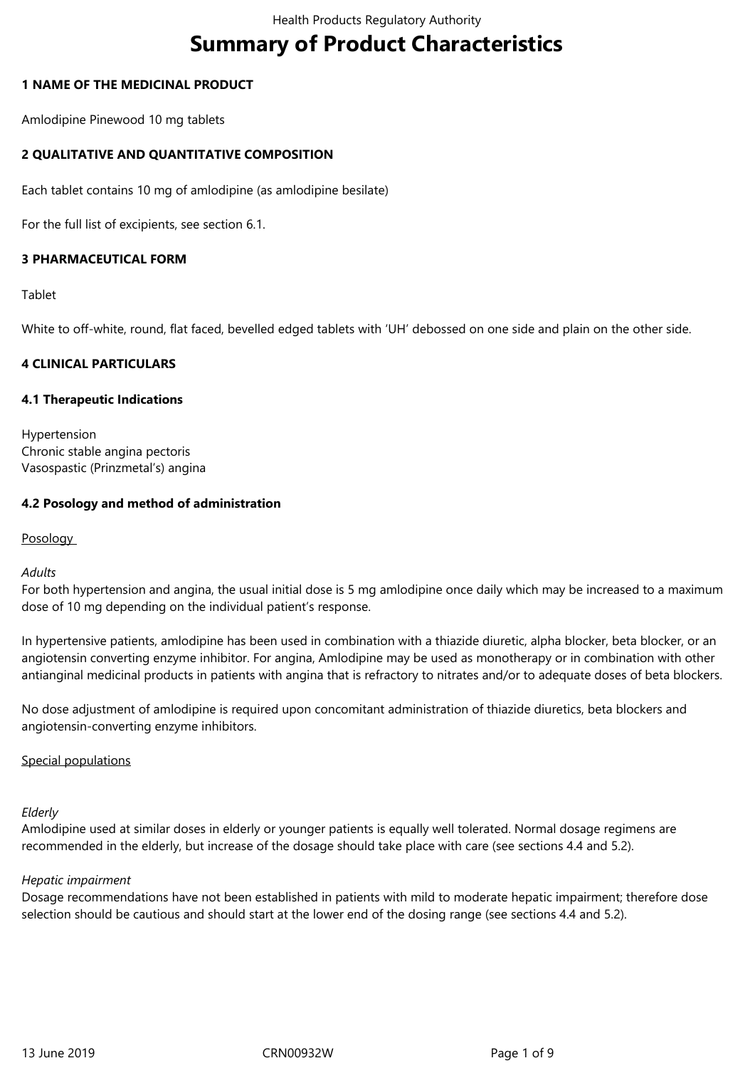# Summary of Product Characteristics

## 1 NAME OF THE MEDICINAL PRODUCT

Amlodipine Pinewood 10 mg tablets

## 2 QUALITATIVE AND QUANTITATIVE COMPOSITION

Each tablet contains 10 mg of amlodipine (as amlodipine besilate)

For the full list of excipients, see section 6.1.

## 3 PHARMACEUTICAL FORM

Tablet

White to off-white, round, flat faced, bevelled edged tablets with 'UH' debossed on one side and plain on the other side.

## 4 CLINICAL PARTICULARS

### 4.1 Therapeutic Indications

Hypertension
Chronic stable angina pectoris
Vasospastic (Prinzmetal's) angina

### 4.2 Posology and method of administration

Posology

*Adults*
For both hypertension and angina, the usual initial dose is 5 mg amlodipine once daily which may be increased to a maximum dose of 10 mg depending on the individual patient's response.

In hypertensive patients, amlodipine has been used in combination with a thiazide diuretic, alpha blocker, beta blocker, or an angiotensin converting enzyme inhibitor. For angina, Amlodipine may be used as monotherapy or in combination with other antianginal medicinal products in patients with angina that is refractory to nitrates and/or to adequate doses of beta blockers.

No dose adjustment of amlodipine is required upon concomitant administration of thiazide diuretics, beta blockers and angiotensin-converting enzyme inhibitors.

Special populations

*Elderly*
Amlodipine used at similar doses in elderly or younger patients is equally well tolerated. Normal dosage regimens are recommended in the elderly, but increase of the dosage should take place with care (see sections 4.4 and 5.2).

*Hepatic impairment*
Dosage recommendations have not been established in patients with mild to moderate hepatic impairment; therefore dose selection should be cautious and should start at the lower end of the dosing range (see sections 4.4 and 5.2).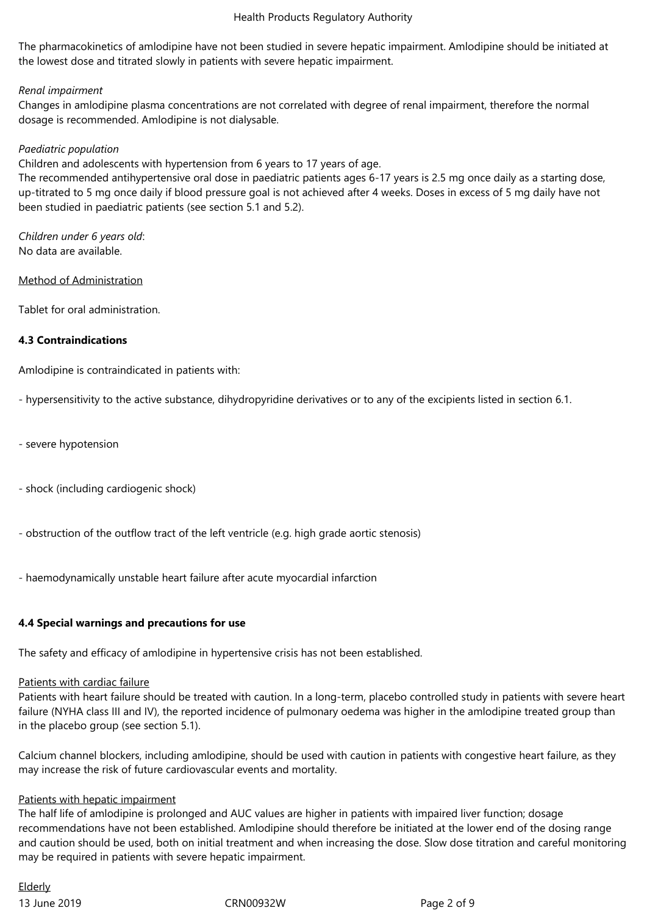The pharmacokinetics of amlodipine have not been studied in severe hepatic impairment. Amlodipine should be initiated at the lowest dose and titrated slowly in patients with severe hepatic impairment.

*Renal impairment*
Changes in amlodipine plasma concentrations are not correlated with degree of renal impairment, therefore the normal dosage is recommended. Amlodipine is not dialysable.

*Paediatric population*
Children and adolescents with hypertension from 6 years to 17 years of age.
The recommended antihypertensive oral dose in paediatric patients ages 6-17 years is 2.5 mg once daily as a starting dose, up-titrated to 5 mg once daily if blood pressure goal is not achieved after 4 weeks. Doses in excess of 5 mg daily have not been studied in paediatric patients (see section 5.1 and 5.2).

*Children under 6 years old*:
No data are available.

Method of Administration

Tablet for oral administration.

**4.3 Contraindications**

Amlodipine is contraindicated in patients with:

- hypersensitivity to the active substance, dihydropyridine derivatives or to any of the excipients listed in section 6.1.

- severe hypotension

- shock (including cardiogenic shock)

- obstruction of the outflow tract of the left ventricle (e.g. high grade aortic stenosis)

- haemodynamically unstable heart failure after acute myocardial infarction

**4.4 Special warnings and precautions for use**

The safety and efficacy of amlodipine in hypertensive crisis has not been established.

Patients with cardiac failure
Patients with heart failure should be treated with caution. In a long-term, placebo controlled study in patients with severe heart failure (NYHA class III and IV), the reported incidence of pulmonary oedema was higher in the amlodipine treated group than in the placebo group (see section 5.1).

Calcium channel blockers, including amlodipine, should be used with caution in patients with congestive heart failure, as they may increase the risk of future cardiovascular events and mortality.

Patients with hepatic impairment
The half life of amlodipine is prolonged and AUC values are higher in patients with impaired liver function; dosage recommendations have not been established. Amlodipine should therefore be initiated at the lower end of the dosing range and caution should be used, both on initial treatment and when increasing the dose. Slow dose titration and careful monitoring may be required in patients with severe hepatic impairment.

Elderly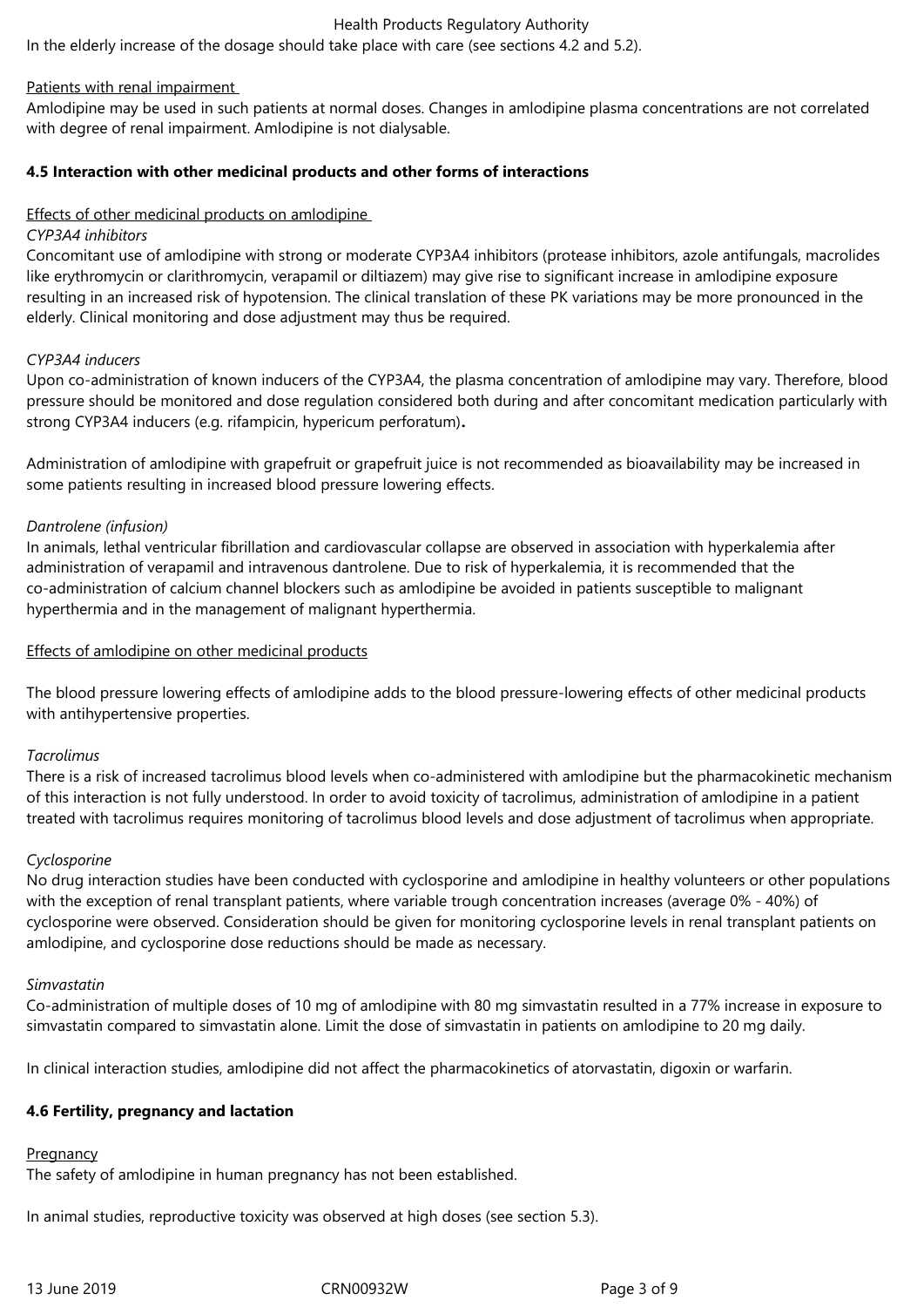In the elderly increase of the dosage should take place with care (see sections 4.2 and 5.2).

Patients with renal impairment

Amlodipine may be used in such patients at normal doses. Changes in amlodipine plasma concentrations are not correlated with degree of renal impairment. Amlodipine is not dialysable.

**4.5 Interaction with other medicinal products and other forms of interactions**

Effects of other medicinal products on amlodipine

*CYP3A4 inhibitors*

Concomitant use of amlodipine with strong or moderate CYP3A4 inhibitors (protease inhibitors, azole antifungals, macrolides like erythromycin or clarithromycin, verapamil or diltiazem) may give rise to significant increase in amlodipine exposure resulting in an increased risk of hypotension. The clinical translation of these PK variations may be more pronounced in the elderly. Clinical monitoring and dose adjustment may thus be required.

*CYP3A4 inducers*

Upon co-administration of known inducers of the CYP3A4, the plasma concentration of amlodipine may vary. Therefore, blood pressure should be monitored and dose regulation considered both during and after concomitant medication particularly with strong CYP3A4 inducers (e.g. rifampicin, hypericum perforatum)**.**

Administration of amlodipine with grapefruit or grapefruit juice is not recommended as bioavailability may be increased in some patients resulting in increased blood pressure lowering effects.

*Dantrolene (infusion)*

In animals, lethal ventricular fibrillation and cardiovascular collapse are observed in association with hyperkalemia after administration of verapamil and intravenous dantrolene. Due to risk of hyperkalemia, it is recommended that the co-administration of calcium channel blockers such as amlodipine be avoided in patients susceptible to malignant hyperthermia and in the management of malignant hyperthermia.

Effects of amlodipine on other medicinal products

The blood pressure lowering effects of amlodipine adds to the blood pressure-lowering effects of other medicinal products with antihypertensive properties.

*Tacrolimus*

There is a risk of increased tacrolimus blood levels when co-administered with amlodipine but the pharmacokinetic mechanism of this interaction is not fully understood. In order to avoid toxicity of tacrolimus, administration of amlodipine in a patient treated with tacrolimus requires monitoring of tacrolimus blood levels and dose adjustment of tacrolimus when appropriate.

*Cyclosporine*

No drug interaction studies have been conducted with cyclosporine and amlodipine in healthy volunteers or other populations with the exception of renal transplant patients, where variable trough concentration increases (average 0% - 40%) of cyclosporine were observed. Consideration should be given for monitoring cyclosporine levels in renal transplant patients on amlodipine, and cyclosporine dose reductions should be made as necessary.

*Simvastatin*

Co-administration of multiple doses of 10 mg of amlodipine with 80 mg simvastatin resulted in a 77% increase in exposure to simvastatin compared to simvastatin alone. Limit the dose of simvastatin in patients on amlodipine to 20 mg daily.

In clinical interaction studies, amlodipine did not affect the pharmacokinetics of atorvastatin, digoxin or warfarin.

**4.6 Fertility, pregnancy and lactation**

Pregnancy

The safety of amlodipine in human pregnancy has not been established.

In animal studies, reproductive toxicity was observed at high doses (see section 5.3).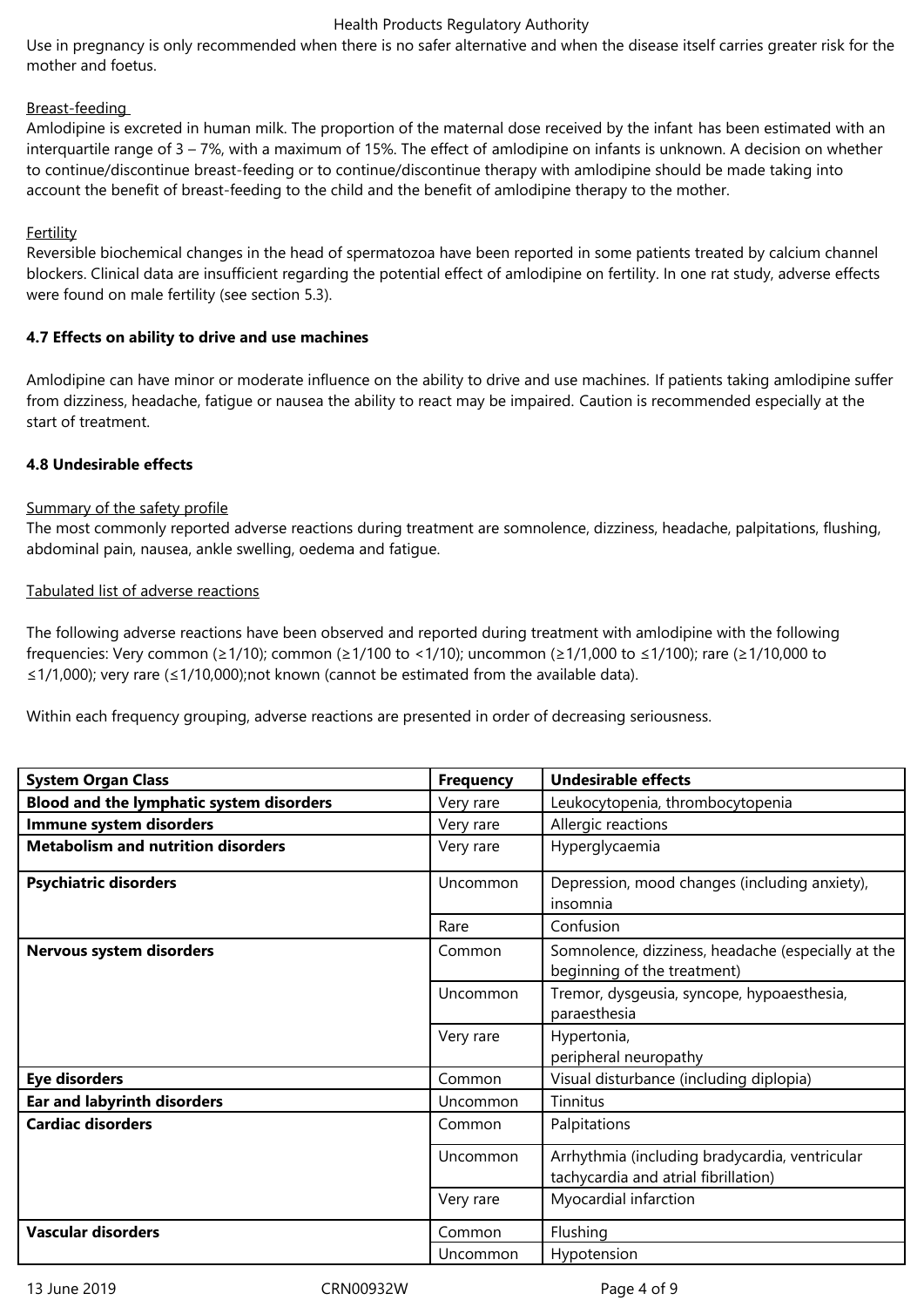Use in pregnancy is only recommended when there is no safer alternative and when the disease itself carries greater risk for the mother and foetus.

Breast-feeding

Amlodipine is excreted in human milk. The proportion of the maternal dose received by the infant has been estimated with an interquartile range of 3 – 7%, with a maximum of 15%. The effect of amlodipine on infants is unknown. A decision on whether to continue/discontinue breast-feeding or to continue/discontinue therapy with amlodipine should be made taking into account the benefit of breast-feeding to the child and the benefit of amlodipine therapy to the mother.

Fertility

Reversible biochemical changes in the head of spermatozoa have been reported in some patients treated by calcium channel blockers. Clinical data are insufficient regarding the potential effect of amlodipine on fertility. In one rat study, adverse effects were found on male fertility (see section 5.3).

**4.7 Effects on ability to drive and use machines**

Amlodipine can have minor or moderate influence on the ability to drive and use machines. If patients taking amlodipine suffer from dizziness, headache, fatigue or nausea the ability to react may be impaired. Caution is recommended especially at the start of treatment.

**4.8 Undesirable effects**

Summary of the safety profile

The most commonly reported adverse reactions during treatment are somnolence, dizziness, headache, palpitations, flushing, abdominal pain, nausea, ankle swelling, oedema and fatigue.

Tabulated list of adverse reactions

The following adverse reactions have been observed and reported during treatment with amlodipine with the following frequencies: Very common (≥1/10); common (≥1/100 to <1/10); uncommon (≥1/1,000 to ≤1/100); rare (≥1/10,000 to ≤1/1,000); very rare (≤1/10,000);not known (cannot be estimated from the available data).

Within each frequency grouping, adverse reactions are presented in order of decreasing seriousness.

| System Organ Class | Frequency | Undesirable effects |
|---|---|---|
| **Blood and the lymphatic system disorders** | Very rare | Leukocytopenia, thrombocytopenia |
| **Immune system disorders** | Very rare | Allergic reactions |
| **Metabolism and nutrition disorders** | Very rare | Hyperglycaemia |
| **Psychiatric disorders** | Uncommon | Depression, mood changes (including anxiety), insomnia |
| | Rare | Confusion |
| **Nervous system disorders** | Common | Somnolence, dizziness, headache (especially at the beginning of the treatment) |
| | Uncommon | Tremor, dysgeusia, syncope, hypoaesthesia, paraesthesia |
| | Very rare | Hypertonia, peripheral neuropathy |
| **Eye disorders** | Common | Visual disturbance (including diplopia) |
| **Ear and labyrinth disorders** | Uncommon | Tinnitus |
| **Cardiac disorders** | Common | Palpitations |
| | Uncommon | Arrhythmia (including bradycardia, ventricular tachycardia and atrial fibrillation) |
| | Very rare | Myocardial infarction |
| **Vascular disorders** | Common | Flushing |
| | Uncommon | Hypotension |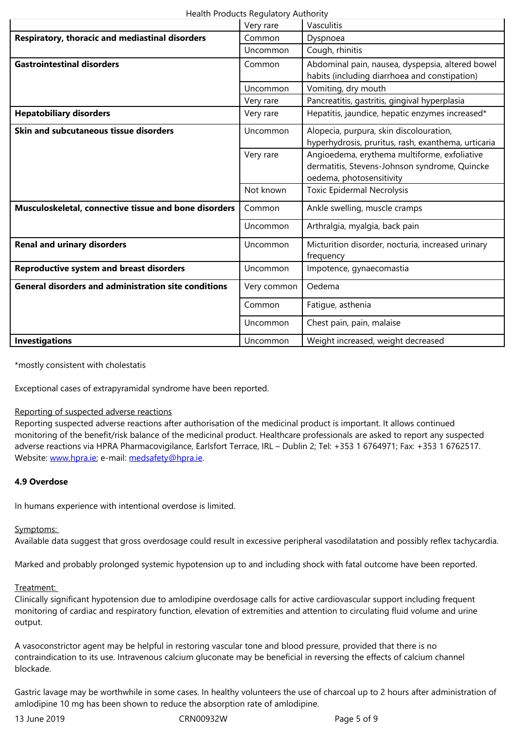| | | |
|---|---|---|
| | Very rare | Vasculitis |
| **Respiratory, thoracic and mediastinal disorders** | Common | Dyspnoea |
| | Uncommon | Cough, rhinitis |
| **Gastrointestinal disorders** | Common | Abdominal pain, nausea, dyspepsia, altered bowel habits (including diarrhoea and constipation) |
| | Uncommon | Vomiting, dry mouth |
| | Very rare | Pancreatitis, gastritis, gingival hyperplasia |
| **Hepatobiliary disorders** | Very rare | Hepatitis, jaundice, hepatic enzymes increased* |
| **Skin and subcutaneous tissue disorders** | Uncommon | Alopecia, purpura, skin discolouration, hyperhydrosis, pruritus, rash, exanthema, urticaria |
| | Very rare | Angioedema, erythema multiforme, exfoliative dermatitis, Stevens-Johnson syndrome, Quincke oedema, photosensitivity |
| | Not known | Toxic Epidermal Necrolysis |
| **Musculoskeletal, connective tissue and bone disorders** | Common | Ankle swelling, muscle cramps |
| | Uncommon | Arthralgia, myalgia, back pain |
| **Renal and urinary disorders** | Uncommon | Micturition disorder, nocturia, increased urinary frequency |
| **Reproductive system and breast disorders** | Uncommon | Impotence, gynaecomastia |
| **General disorders and administration site conditions** | Very common | Oedema |
| | Common | Fatigue, asthenia |
| | Uncommon | Chest pain, pain, malaise |
| **Investigations** | Uncommon | Weight increased, weight decreased |

*mostly consistent with cholestatis

Exceptional cases of extrapyramidal syndrome have been reported.

Reporting of suspected adverse reactions

Reporting suspected adverse reactions after authorisation of the medicinal product is important. It allows continued monitoring of the benefit/risk balance of the medicinal product. Healthcare professionals are asked to report any suspected adverse reactions via HPRA Pharmacovigilance, Earlsfort Terrace, IRL – Dublin 2; Tel: +353 1 6764971; Fax: +353 1 6762517. Website: www.hpra.ie; e-mail: medsafety@hpra.ie.

**4.9 Overdose**

In humans experience with intentional overdose is limited.

Symptoms:

Available data suggest that gross overdosage could result in excessive peripheral vasodilatation and possibly reflex tachycardia.

Marked and probably prolonged systemic hypotension up to and including shock with fatal outcome have been reported.

Treatment:

Clinically significant hypotension due to amlodipine overdosage calls for active cardiovascular support including frequent monitoring of cardiac and respiratory function, elevation of extremities and attention to circulating fluid volume and urine output.

A vasoconstrictor agent may be helpful in restoring vascular tone and blood pressure, provided that there is no contraindication to its use. Intravenous calcium gluconate may be beneficial in reversing the effects of calcium channel blockade.

Gastric lavage may be worthwhile in some cases. In healthy volunteers the use of charcoal up to 2 hours after administration of amlodipine 10 mg has been shown to reduce the absorption rate of amlodipine.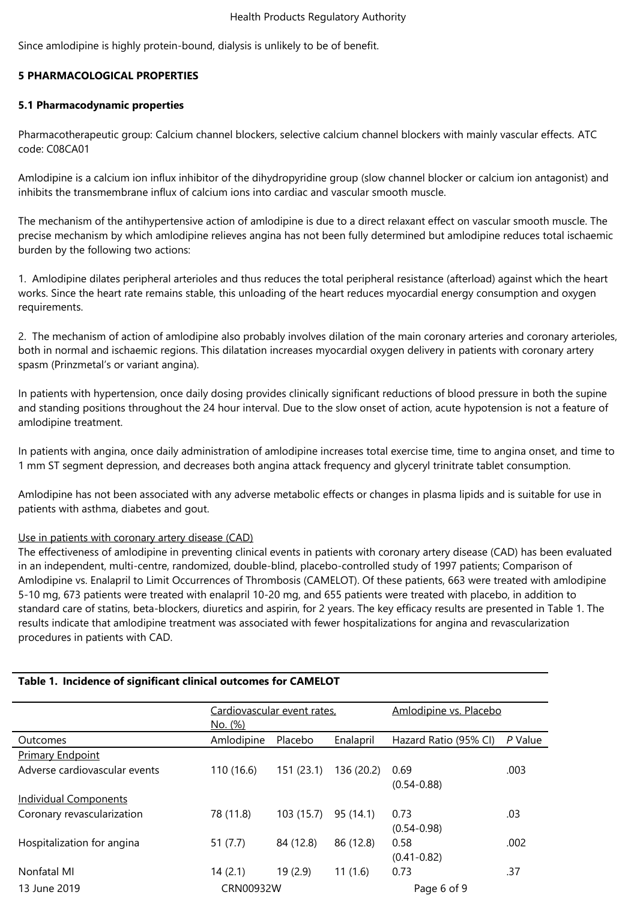Since amlodipine is highly protein-bound, dialysis is unlikely to be of benefit.

## 5 PHARMACOLOGICAL PROPERTIES

### 5.1 Pharmacodynamic properties

Pharmacotherapeutic group: Calcium channel blockers, selective calcium channel blockers with mainly vascular effects. ATC code: C08CA01

Amlodipine is a calcium ion influx inhibitor of the dihydropyridine group (slow channel blocker or calcium ion antagonist) and inhibits the transmembrane influx of calcium ions into cardiac and vascular smooth muscle.

The mechanism of the antihypertensive action of amlodipine is due to a direct relaxant effect on vascular smooth muscle. The precise mechanism by which amlodipine relieves angina has not been fully determined but amlodipine reduces total ischaemic burden by the following two actions:

1. Amlodipine dilates peripheral arterioles and thus reduces the total peripheral resistance (afterload) against which the heart works. Since the heart rate remains stable, this unloading of the heart reduces myocardial energy consumption and oxygen requirements.

2. The mechanism of action of amlodipine also probably involves dilation of the main coronary arteries and coronary arterioles, both in normal and ischaemic regions. This dilatation increases myocardial oxygen delivery in patients with coronary artery spasm (Prinzmetal's or variant angina).

In patients with hypertension, once daily dosing provides clinically significant reductions of blood pressure in both the supine and standing positions throughout the 24 hour interval. Due to the slow onset of action, acute hypotension is not a feature of amlodipine treatment.

In patients with angina, once daily administration of amlodipine increases total exercise time, time to angina onset, and time to 1 mm ST segment depression, and decreases both angina attack frequency and glyceryl trinitrate tablet consumption.

Amlodipine has not been associated with any adverse metabolic effects or changes in plasma lipids and is suitable for use in patients with asthma, diabetes and gout.

Use in patients with coronary artery disease (CAD)

The effectiveness of amlodipine in preventing clinical events in patients with coronary artery disease (CAD) has been evaluated in an independent, multi-centre, randomized, double-blind, placebo-controlled study of 1997 patients; Comparison of Amlodipine vs. Enalapril to Limit Occurrences of Thrombosis (CAMELOT). Of these patients, 663 were treated with amlodipine 5-10 mg, 673 patients were treated with enalapril 10-20 mg, and 655 patients were treated with placebo, in addition to standard care of statins, beta-blockers, diuretics and aspirin, for 2 years. The key efficacy results are presented in Table 1. The results indicate that amlodipine treatment was associated with fewer hospitalizations for angina and revascularization procedures in patients with CAD.

**Table 1. Incidence of significant clinical outcomes for CAMELOT**

| | Cardiovascular event rates, No. (%) | | | Amlodipine vs. Placebo | |
|---|---|---|---|---|---|
| Outcomes | Amlodipine | Placebo | Enalapril | Hazard Ratio (95% CI) | *P* Value |
| Primary Endpoint | | | | | |
| Adverse cardiovascular events | 110 (16.6) | 151 (23.1) | 136 (20.2) | 0.69 (0.54-0.88) | .003 |
| Individual Components | | | | | |
| Coronary revascularization | 78 (11.8) | 103 (15.7) | 95 (14.1) | 0.73 (0.54-0.98) | .03 |
| Hospitalization for angina | 51 (7.7) | 84 (12.8) | 86 (12.8) | 0.58 (0.41-0.82) | .002 |
| Nonfatal MI | 14 (2.1) | 19 (2.9) | 11 (1.6) | 0.73 | .37 |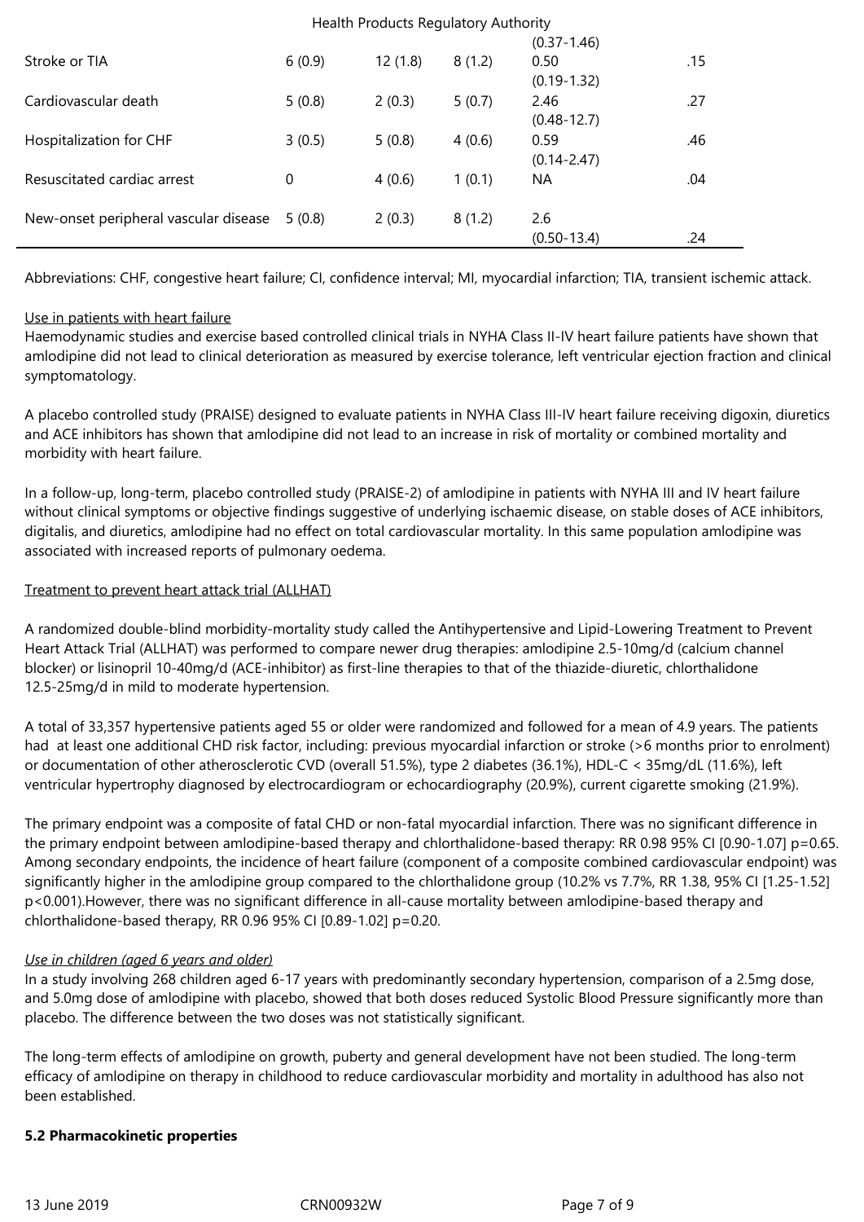| | | | | | |
|---|---|---|---|---|---|
| | | | | (0.37-1.46) | |
| Stroke or TIA | 6 (0.9) | 12 (1.8) | 8 (1.2) | 0.50 (0.19-1.32) | .15 |
| Cardiovascular death | 5 (0.8) | 2 (0.3) | 5 (0.7) | 2.46 (0.48-12.7) | .27 |
| Hospitalization for CHF | 3 (0.5) | 5 (0.8) | 4 (0.6) | 0.59 (0.14-2.47) | .46 |
| Resuscitated cardiac arrest | 0 | 4 (0.6) | 1 (0.1) | NA | .04 |
| New-onset peripheral vascular disease | 5 (0.8) | 2 (0.3) | 8 (1.2) | 2.6 (0.50-13.4) | .24 |

Abbreviations: CHF, congestive heart failure; CI, confidence interval; MI, myocardial infarction; TIA, transient ischemic attack.

Use in patients with heart failure

Haemodynamic studies and exercise based controlled clinical trials in NYHA Class II-IV heart failure patients have shown that amlodipine did not lead to clinical deterioration as measured by exercise tolerance, left ventricular ejection fraction and clinical symptomatology.

A placebo controlled study (PRAISE) designed to evaluate patients in NYHA Class III-IV heart failure receiving digoxin, diuretics and ACE inhibitors has shown that amlodipine did not lead to an increase in risk of mortality or combined mortality and morbidity with heart failure.

In a follow-up, long-term, placebo controlled study (PRAISE-2) of amlodipine in patients with NYHA III and IV heart failure without clinical symptoms or objective findings suggestive of underlying ischaemic disease, on stable doses of ACE inhibitors, digitalis, and diuretics, amlodipine had no effect on total cardiovascular mortality. In this same population amlodipine was associated with increased reports of pulmonary oedema.

Treatment to prevent heart attack trial (ALLHAT)

A randomized double-blind morbidity-mortality study called the Antihypertensive and Lipid-Lowering Treatment to Prevent Heart Attack Trial (ALLHAT) was performed to compare newer drug therapies: amlodipine 2.5-10mg/d (calcium channel blocker) or lisinopril 10-40mg/d (ACE-inhibitor) as first-line therapies to that of the thiazide-diuretic, chlorthalidone 12.5-25mg/d in mild to moderate hypertension.

A total of 33,357 hypertensive patients aged 55 or older were randomized and followed for a mean of 4.9 years. The patients had at least one additional CHD risk factor, including: previous myocardial infarction or stroke (>6 months prior to enrolment) or documentation of other atherosclerotic CVD (overall 51.5%), type 2 diabetes (36.1%), HDL-C < 35mg/dL (11.6%), left ventricular hypertrophy diagnosed by electrocardiogram or echocardiography (20.9%), current cigarette smoking (21.9%).

The primary endpoint was a composite of fatal CHD or non-fatal myocardial infarction. There was no significant difference in the primary endpoint between amlodipine-based therapy and chlorthalidone-based therapy: RR 0.98 95% CI [0.90-1.07] p=0.65. Among secondary endpoints, the incidence of heart failure (component of a composite combined cardiovascular endpoint) was significantly higher in the amlodipine group compared to the chlorthalidone group (10.2% vs 7.7%, RR 1.38, 95% CI [1.25-1.52] p<0.001).However, there was no significant difference in all-cause mortality between amlodipine-based therapy and chlorthalidone-based therapy, RR 0.96 95% CI [0.89-1.02] p=0.20.

*Use in children (aged 6 years and older)*

In a study involving 268 children aged 6-17 years with predominantly secondary hypertension, comparison of a 2.5mg dose, and 5.0mg dose of amlodipine with placebo, showed that both doses reduced Systolic Blood Pressure significantly more than placebo. The difference between the two doses was not statistically significant.

The long-term effects of amlodipine on growth, puberty and general development have not been studied. The long-term efficacy of amlodipine on therapy in childhood to reduce cardiovascular morbidity and mortality in adulthood has also not been established.

**5.2 Pharmacokinetic properties**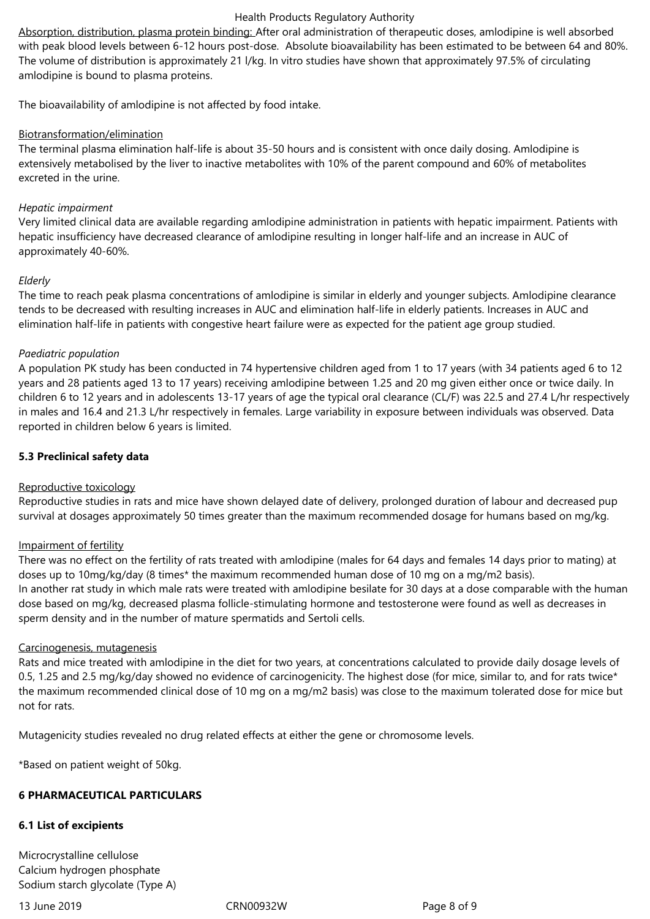Absorption, distribution, plasma protein binding: After oral administration of therapeutic doses, amlodipine is well absorbed with peak blood levels between 6-12 hours post-dose. Absolute bioavailability has been estimated to be between 64 and 80%. The volume of distribution is approximately 21 l/kg. In vitro studies have shown that approximately 97.5% of circulating amlodipine is bound to plasma proteins.

The bioavailability of amlodipine is not affected by food intake.

Biotransformation/elimination

The terminal plasma elimination half-life is about 35-50 hours and is consistent with once daily dosing. Amlodipine is extensively metabolised by the liver to inactive metabolites with 10% of the parent compound and 60% of metabolites excreted in the urine.

*Hepatic impairment*

Very limited clinical data are available regarding amlodipine administration in patients with hepatic impairment. Patients with hepatic insufficiency have decreased clearance of amlodipine resulting in longer half-life and an increase in AUC of approximately 40-60%.

*Elderly*

The time to reach peak plasma concentrations of amlodipine is similar in elderly and younger subjects. Amlodipine clearance tends to be decreased with resulting increases in AUC and elimination half-life in elderly patients. Increases in AUC and elimination half-life in patients with congestive heart failure were as expected for the patient age group studied.

*Paediatric population*

A population PK study has been conducted in 74 hypertensive children aged from 1 to 17 years (with 34 patients aged 6 to 12 years and 28 patients aged 13 to 17 years) receiving amlodipine between 1.25 and 20 mg given either once or twice daily. In children 6 to 12 years and in adolescents 13-17 years of age the typical oral clearance (CL/F) was 22.5 and 27.4 L/hr respectively in males and 16.4 and 21.3 L/hr respectively in females. Large variability in exposure between individuals was observed. Data reported in children below 6 years is limited.

### 5.3 Preclinical safety data

Reproductive toxicology

Reproductive studies in rats and mice have shown delayed date of delivery, prolonged duration of labour and decreased pup survival at dosages approximately 50 times greater than the maximum recommended dosage for humans based on mg/kg.

Impairment of fertility

There was no effect on the fertility of rats treated with amlodipine (males for 64 days and females 14 days prior to mating) at doses up to 10mg/kg/day (8 times* the maximum recommended human dose of 10 mg on a mg/m2 basis).
In another rat study in which male rats were treated with amlodipine besilate for 30 days at a dose comparable with the human dose based on mg/kg, decreased plasma follicle-stimulating hormone and testosterone were found as well as decreases in sperm density and in the number of mature spermatids and Sertoli cells.

Carcinogenesis, mutagenesis

Rats and mice treated with amlodipine in the diet for two years, at concentrations calculated to provide daily dosage levels of 0.5, 1.25 and 2.5 mg/kg/day showed no evidence of carcinogenicity. The highest dose (for mice, similar to, and for rats twice* the maximum recommended clinical dose of 10 mg on a mg/m2 basis) was close to the maximum tolerated dose for mice but not for rats.

Mutagenicity studies revealed no drug related effects at either the gene or chromosome levels.

*Based on patient weight of 50kg.

## 6 PHARMACEUTICAL PARTICULARS

### 6.1 List of excipients

Microcrystalline cellulose
Calcium hydrogen phosphate
Sodium starch glycolate (Type A)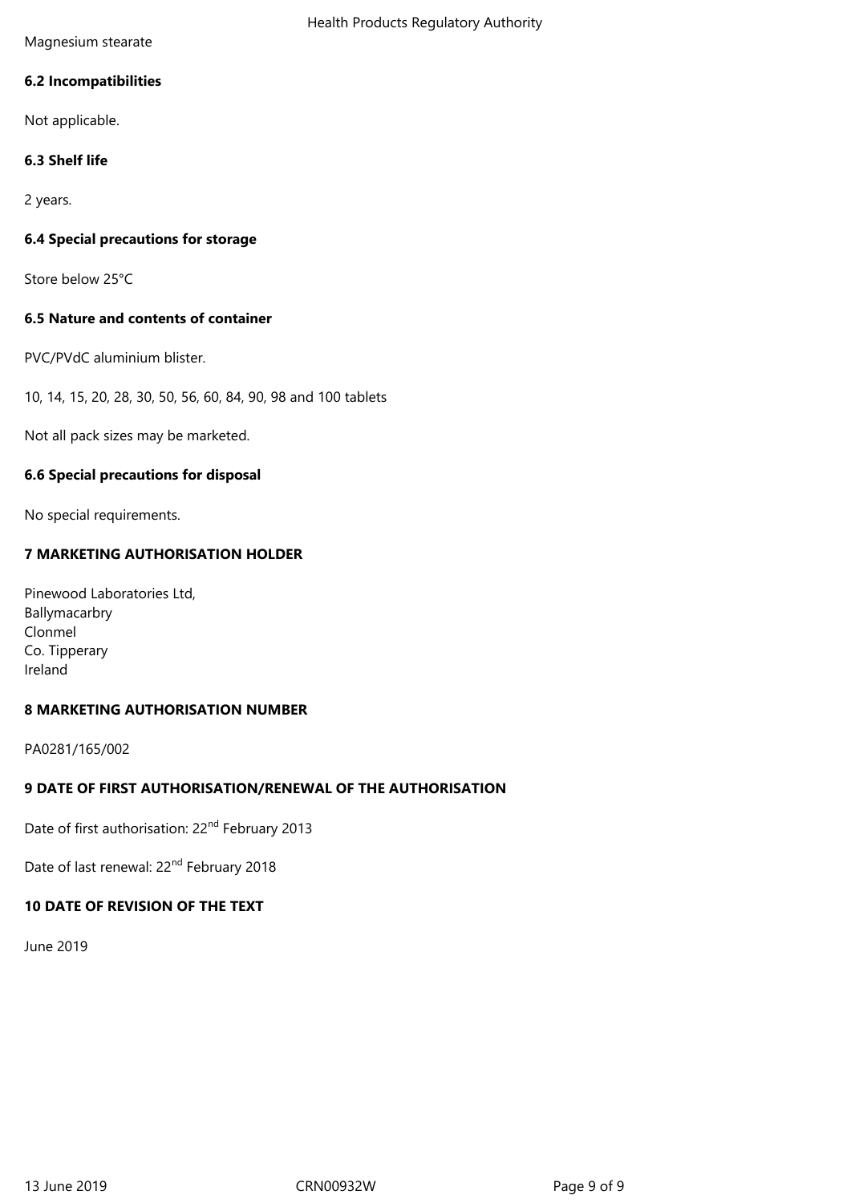Magnesium stearate

### 6.2 Incompatibilities

Not applicable.

### 6.3 Shelf life

2 years.

### 6.4 Special precautions for storage

Store below 25°C

### 6.5 Nature and contents of container

PVC/PVdC aluminium blister.

10, 14, 15, 20, 28, 30, 50, 56, 60, 84, 90, 98 and 100 tablets

Not all pack sizes may be marketed.

### 6.6 Special precautions for disposal

No special requirements.

## 7 MARKETING AUTHORISATION HOLDER

Pinewood Laboratories Ltd,
Ballymacarbry
Clonmel
Co. Tipperary
Ireland

## 8 MARKETING AUTHORISATION NUMBER

PA0281/165/002

## 9 DATE OF FIRST AUTHORISATION/RENEWAL OF THE AUTHORISATION

Date of first authorisation: 22nd February 2013

Date of last renewal: 22nd February 2018

## 10 DATE OF REVISION OF THE TEXT

June 2019